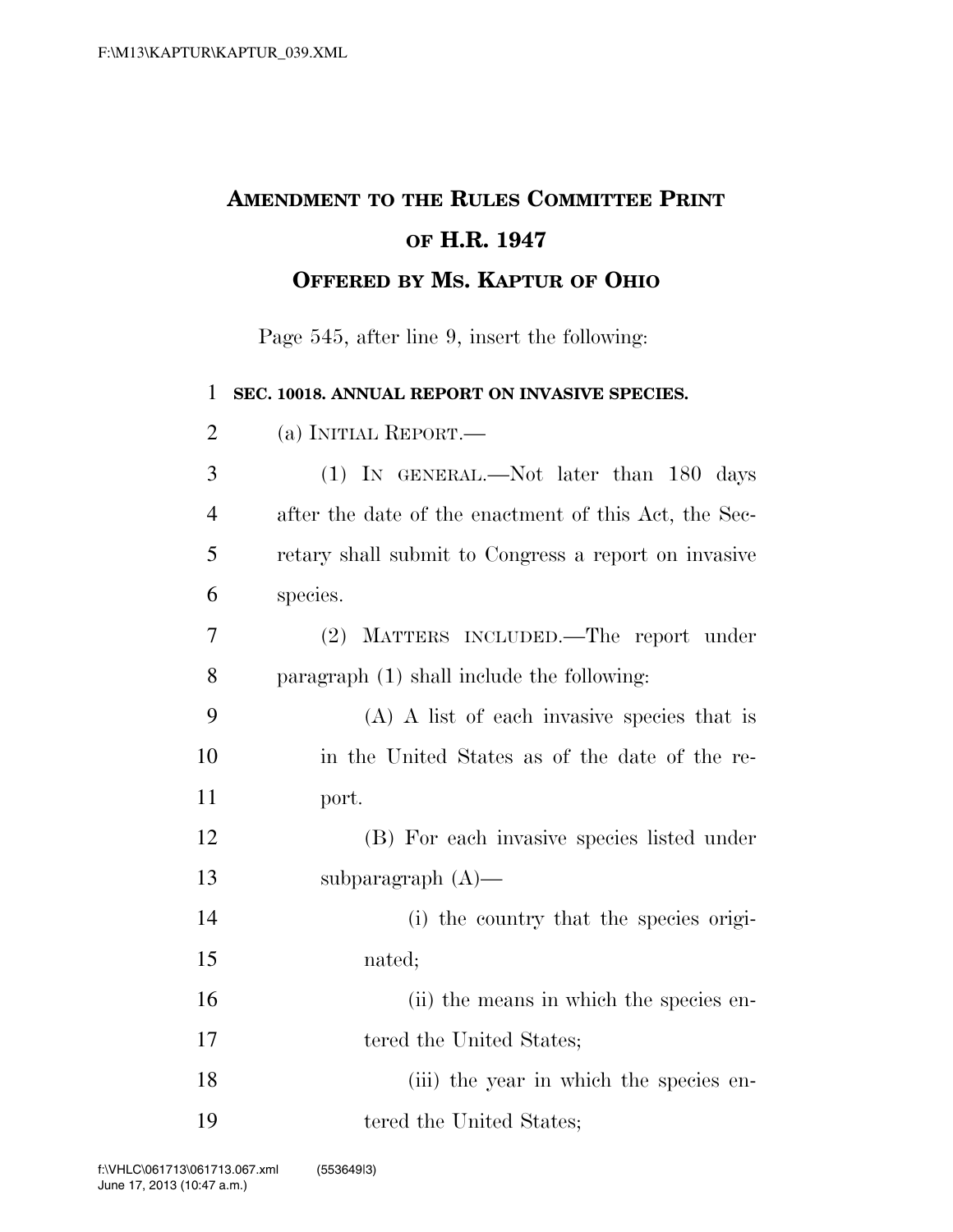# AMENDMENT TO THE RULES COMMITTEE PRINT OF H.R. 1947

## OFFERED BY MS. KAPTUR OF OHIO

Page 545, after line 9, insert the following:

**SEC. 10018. ANNUAL REPORT ON INVASIVE SPECIES.**

(a) INITIAL REPORT.—

(1) IN GENERAL.—Not later than 180 days after the date of the enactment of this Act, the Secretary shall submit to Congress a report on invasive species.

(2) MATTERS INCLUDED.—The report under paragraph (1) shall include the following:

(A) A list of each invasive species that is in the United States as of the date of the report.

(B) For each invasive species listed under subparagraph (A)—

(i) the country that the species originated;

(ii) the means in which the species entered the United States;

(iii) the year in which the species entered the United States;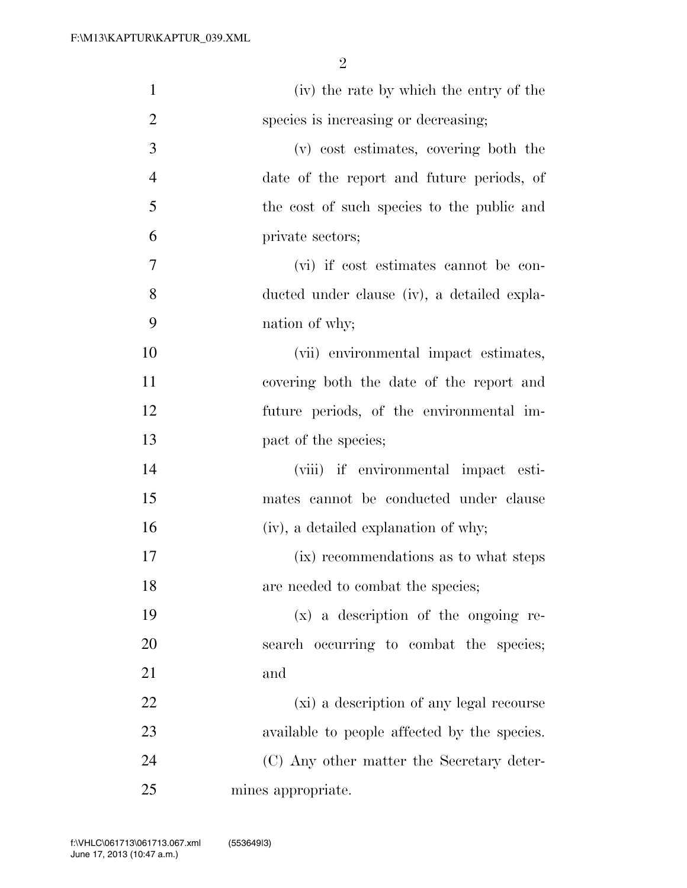(iv) the rate by which the entry of the species is increasing or decreasing;

(v) cost estimates, covering both the date of the report and future periods, of the cost of such species to the public and private sectors;

(vi) if cost estimates cannot be conducted under clause (iv), a detailed explanation of why;

(vii) environmental impact estimates, covering both the date of the report and future periods, of the environmental impact of the species;

(viii) if environmental impact estimates cannot be conducted under clause (iv), a detailed explanation of why;

(ix) recommendations as to what steps are needed to combat the species;

(x) a description of the ongoing research occurring to combat the species; and

(xi) a description of any legal recourse available to people affected by the species.

(C) Any other matter the Secretary determines appropriate.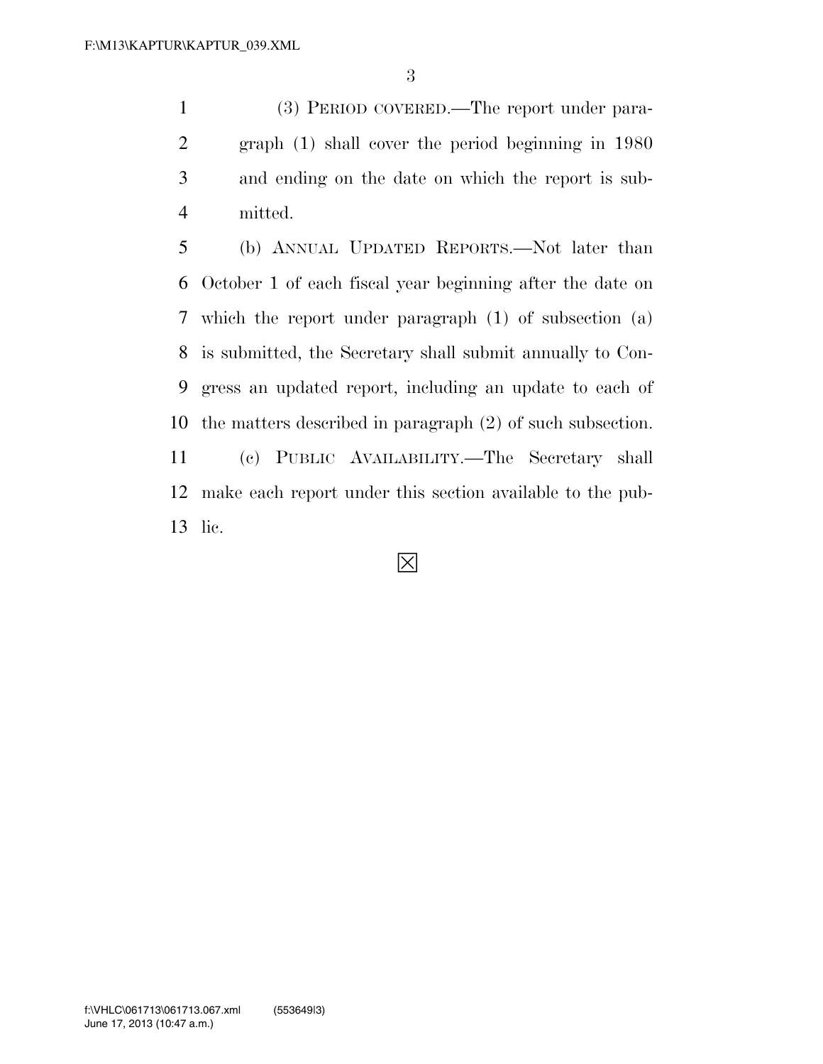(3) PERIOD COVERED.—The report under paragraph (1) shall cover the period beginning in 1980 and ending on the date on which the report is submitted.

(b) ANNUAL UPDATED REPORTS.—Not later than October 1 of each fiscal year beginning after the date on which the report under paragraph (1) of subsection (a) is submitted, the Secretary shall submit annually to Congress an updated report, including an update to each of the matters described in paragraph (2) of such subsection.

(c) PUBLIC AVAILABILITY.—The Secretary shall make each report under this section available to the public.

☒